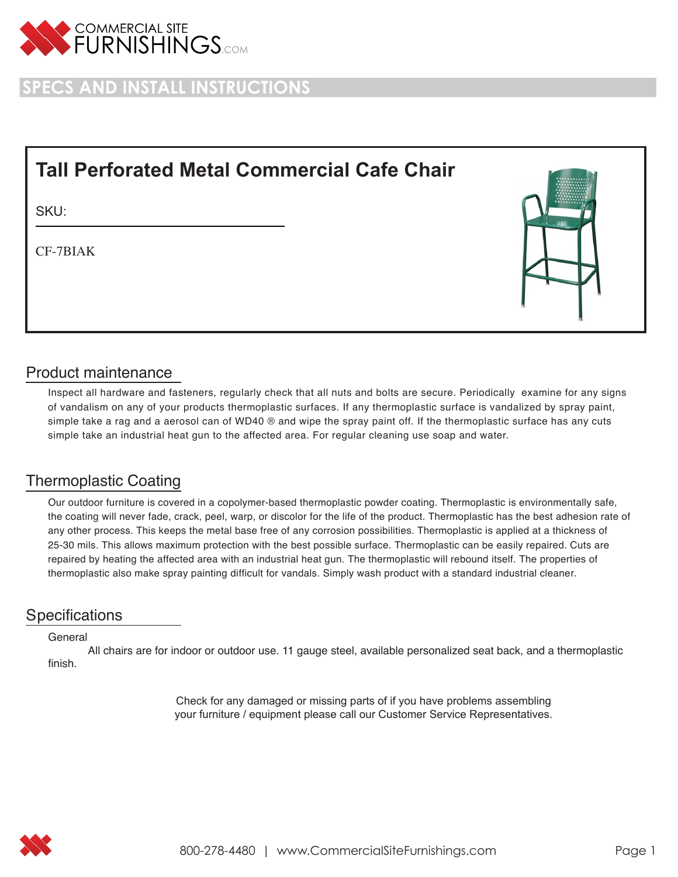COMMERCIAL SITE FURNISHINGS.COM

# SPECS AND INSTALL INSTRUCTIONS

## Tall Perforated Metal Commercial Cafe Chair

SKU:

CF-7BIAK

## Product maintenance

Inspect all hardware and fasteners, regularly check that all nuts and bolts are secure. Periodically examine for any signs of vandalism on any of your products thermoplastic surfaces. If any thermoplastic surface is vandalized by spray paint, simple take a rag and a aerosol can of WD40 ® and wipe the spray paint off. If the thermoplastic surface has any cuts simple take an industrial heat gun to the affected area. For regular cleaning use soap and water.

## Thermoplastic Coating

Our outdoor furniture is covered in a copolymer-based thermoplastic powder coating. Thermoplastic is environmentally safe, the coating will never fade, crack, peel, warp, or discolor for the life of the product. Thermoplastic has the best adhesion rate of any other process. This keeps the metal base free of any corrosion possibilities. Thermoplastic is applied at a thickness of 25-30 mils. This allows maximum protection with the best possible surface. Thermoplastic can be easily repaired. Cuts are repaired by heating the affected area with an industrial heat gun. The thermoplastic will rebound itself. The properties of thermoplastic also make spray painting difficult for vandals. Simply wash product with a standard industrial cleaner.

## Specifications

General

All chairs are for indoor or outdoor use. 11 gauge steel, available personalized seat back, and a thermoplastic finish.

Check for any damaged or missing parts of if you have problems assembling your furniture / equipment please call our Customer Service Representatives.

800-278-4480 | www.CommercialSiteFurnishings.com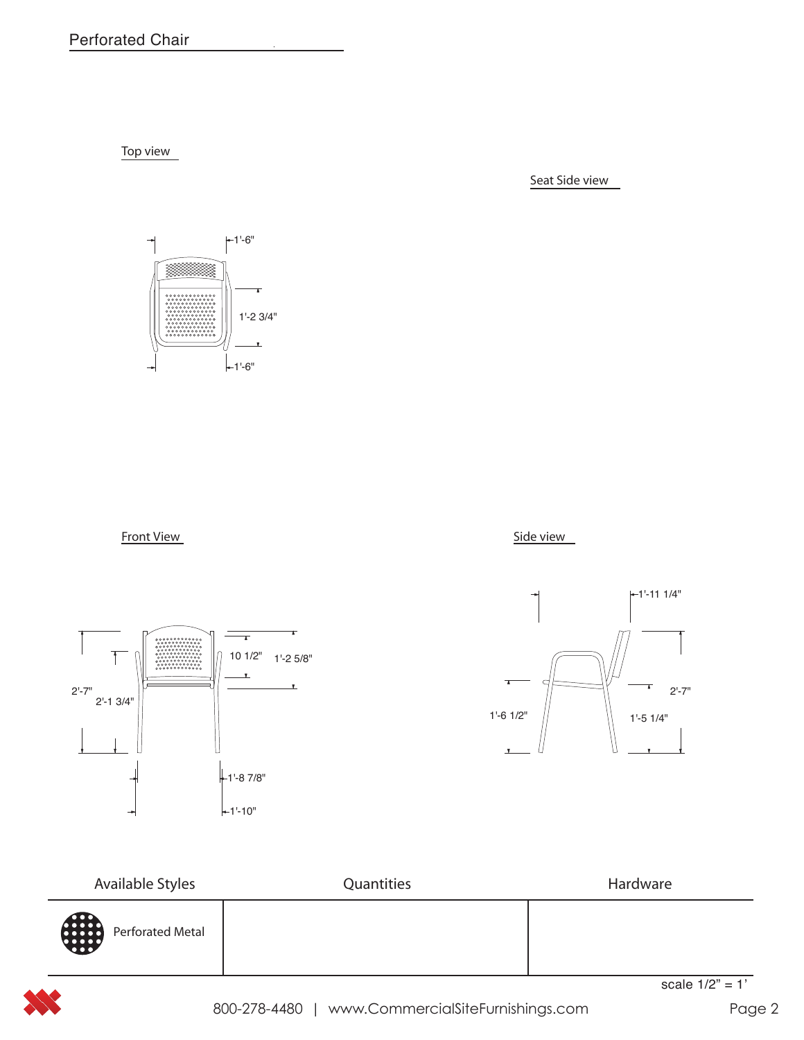# Perforated Chair

Top view

1'-6"

1'-2 3/4"

1'-6"

Seat Side view

Front View

2'-7"

2'-1 3/4"

10 1/2"

1'-2 5/8"

1'-8 7/8"

1'-10"

Side view

1'-11 1/4"

1'-6 1/2"

2'-7"

1'-5 1/4"

| Available Styles | Quantities | Hardware |
| --- | --- | --- |
| Perforated Metal | | |

scale 1/2" = 1'

800-278-4480 | www.CommercialSiteFurnishings.com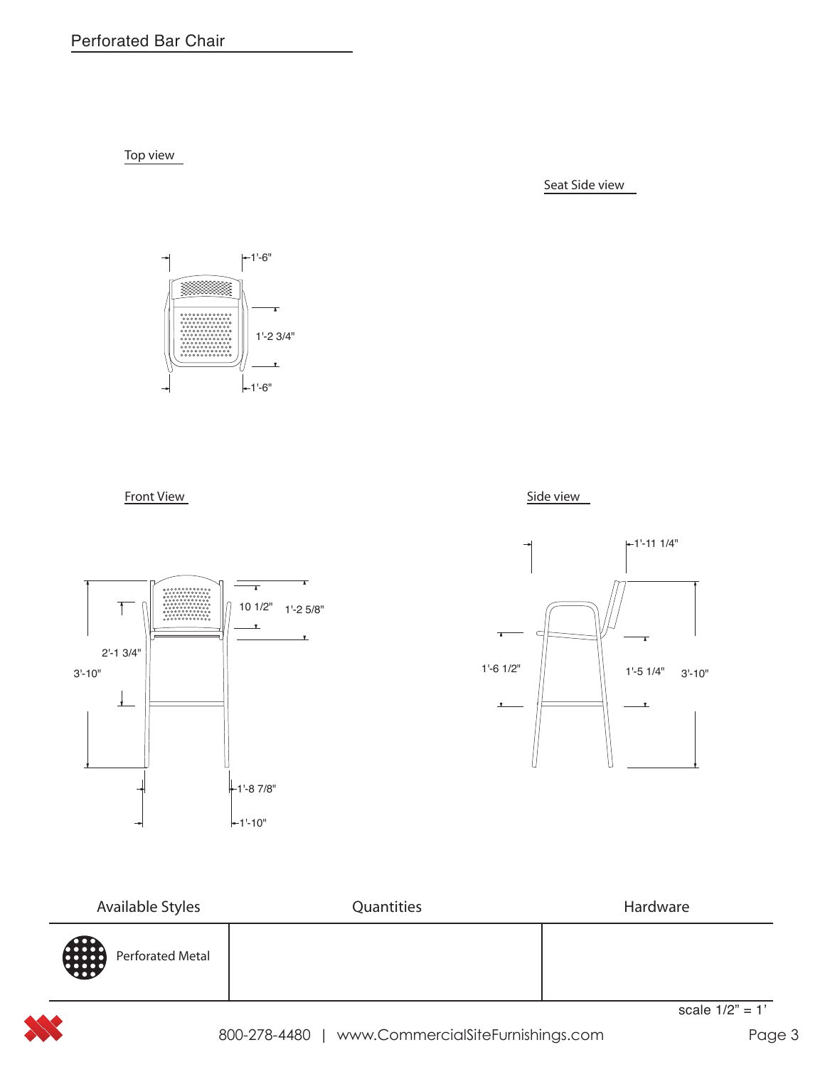# Perforated Bar Chair

Top view

1'-6"

1'-2 3/4"

1'-6"

Seat Side view

Front View

10 1/2"

1'-2 5/8"

2'-1 3/4"

3'-10"

1'-8 7/8"

1'-10"

Side view

1'-11 1/4"

1'-6 1/2"

1'-5 1/4"

3'-10"

| Available Styles | Quantities | Hardware |
| --- | --- | --- |
| Perforated Metal | | |

scale 1/2" = 1'

800-278-4480 | www.CommercialSiteFurnishings.com